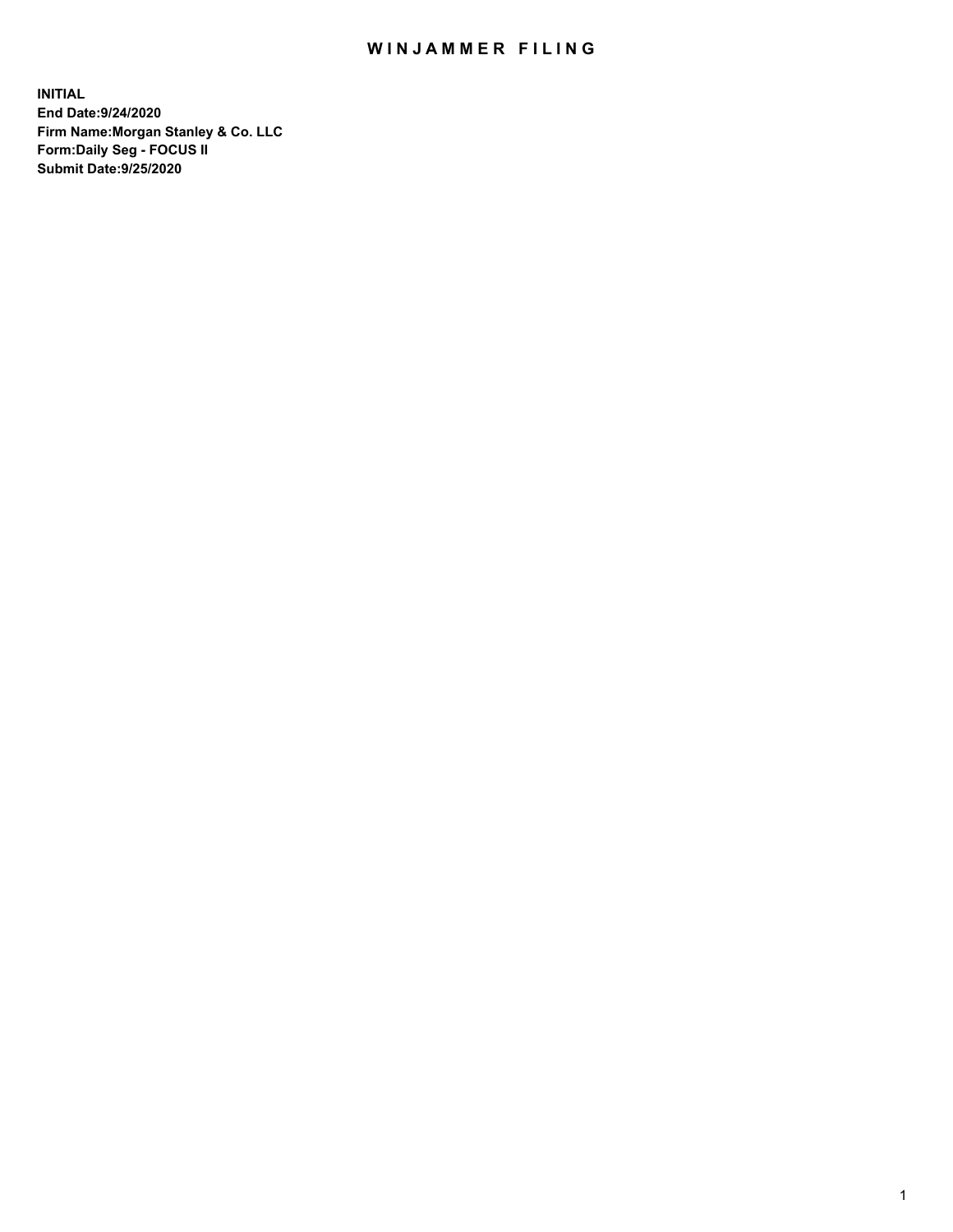# WINJAMMER FILING

**INITIAL**
**End Date:9/24/2020**
**Firm Name:Morgan Stanley & Co. LLC**
**Form:Daily Seg - FOCUS II**
**Submit Date:9/25/2020**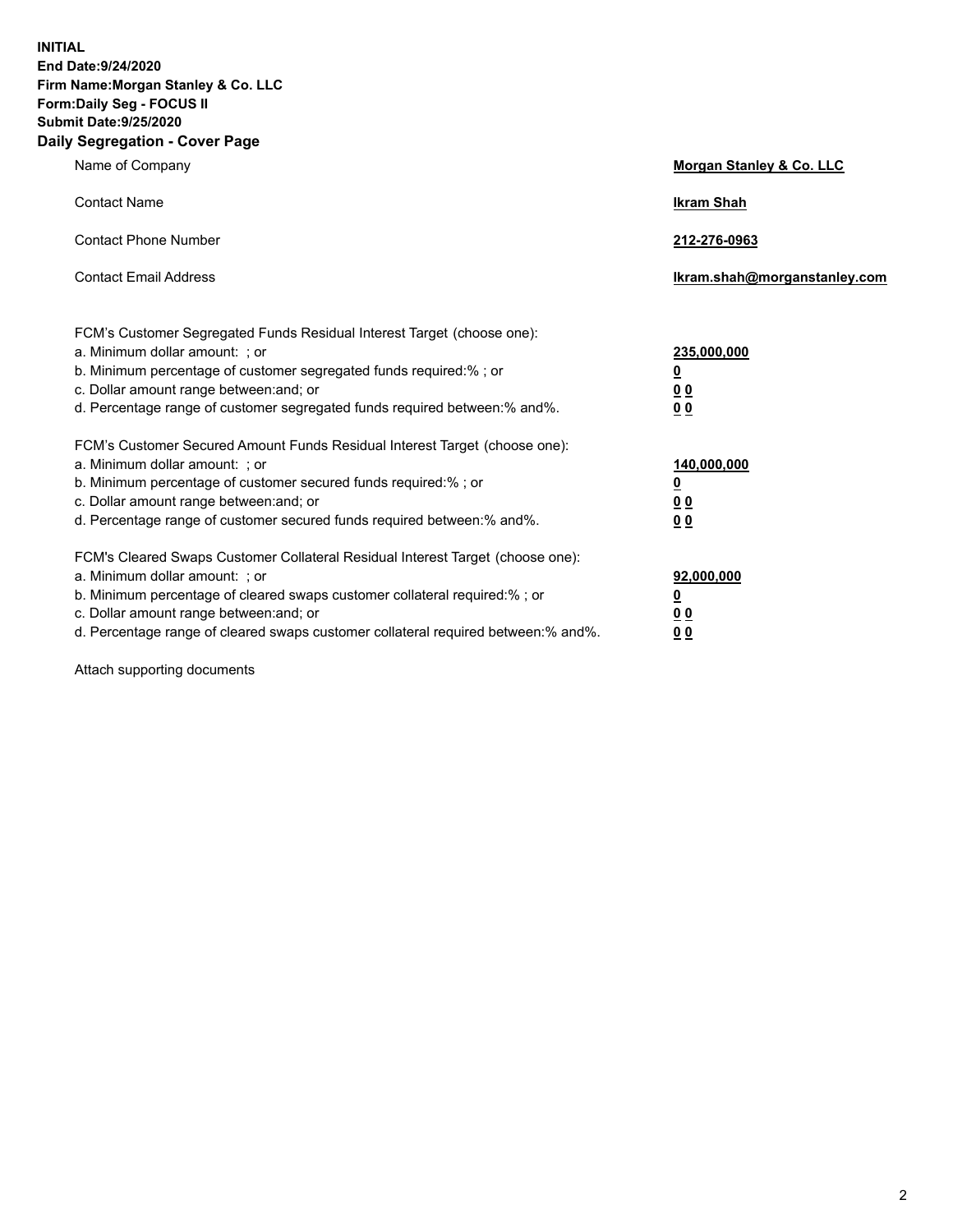**INITIAL**
**End Date:9/24/2020**
**Firm Name:Morgan Stanley & Co. LLC**
**Form:Daily Seg - FOCUS II**
**Submit Date:9/25/2020**
**Daily Segregation - Cover Page**

| | |
|---|---|
| Name of Company | **Morgan Stanley & Co. LLC** |
| Contact Name | **Ikram Shah** |
| Contact Phone Number | **212-276-0963** |
| Contact Email Address | **Ikram.shah@morganstanley.com** |

| | |
|---|---|
| FCM's Customer Segregated Funds Residual Interest Target (choose one): | |
| a. Minimum dollar amount: ; or | **235,000,000** |
| b. Minimum percentage of customer segregated funds required:% ; or | **0** |
| c. Dollar amount range between:and; or | **0 0** |
| d. Percentage range of customer segregated funds required between:% and%. | **0 0** |
| FCM's Customer Secured Amount Funds Residual Interest Target (choose one): | |
| a. Minimum dollar amount: ; or | **140,000,000** |
| b. Minimum percentage of customer secured funds required:% ; or | **0** |
| c. Dollar amount range between:and; or | **0 0** |
| d. Percentage range of customer secured funds required between:% and%. | **0 0** |
| FCM's Cleared Swaps Customer Collateral Residual Interest Target (choose one): | |
| a. Minimum dollar amount: ; or | **92,000,000** |
| b. Minimum percentage of cleared swaps customer collateral required:% ; or | **0** |
| c. Dollar amount range between:and; or | **0 0** |
| d. Percentage range of cleared swaps customer collateral required between:% and%. | **0 0** |

Attach supporting documents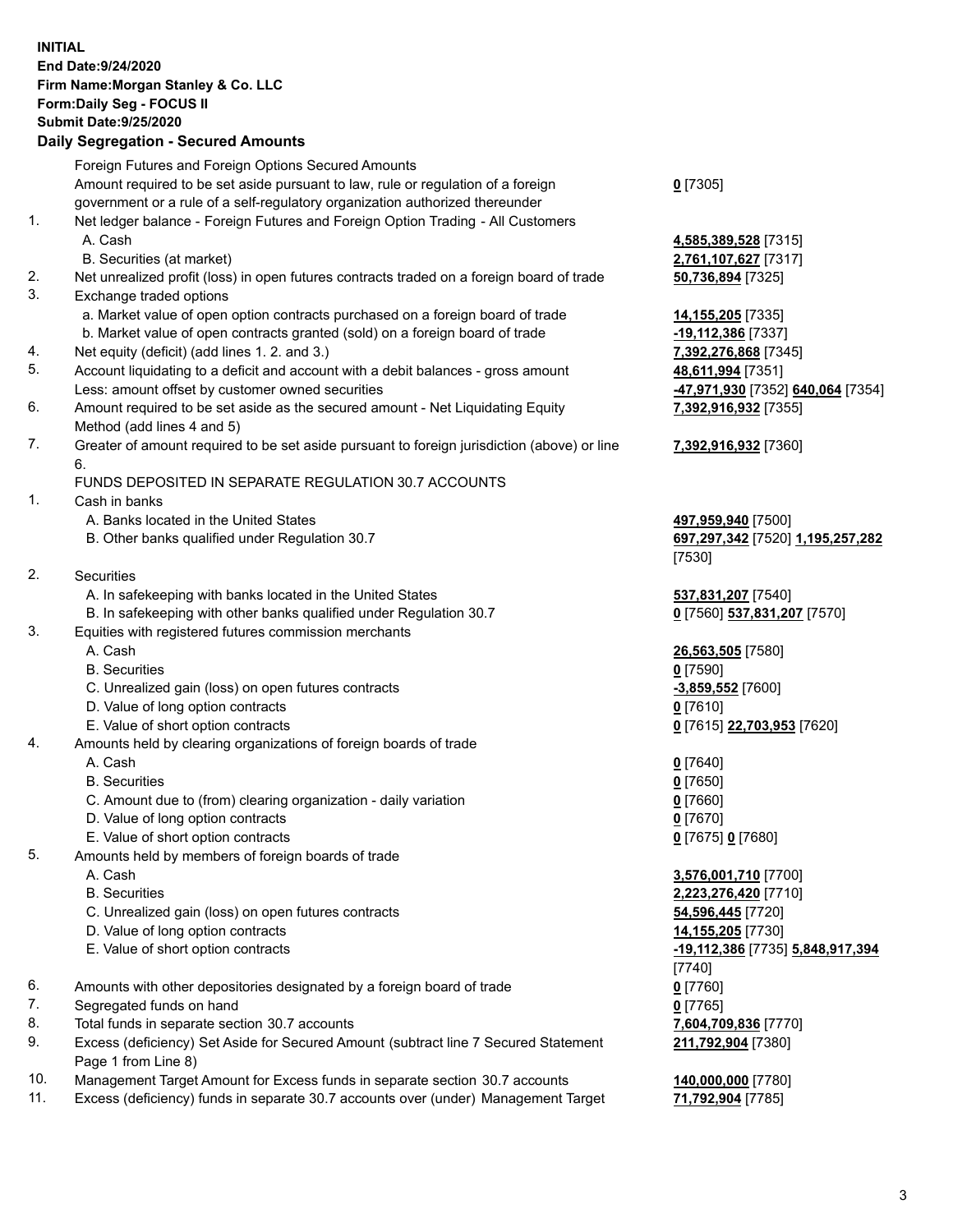**INITIAL**
**End Date:9/24/2020**
**Firm Name:Morgan Stanley & Co. LLC**
**Form:Daily Seg - FOCUS II**
**Submit Date:9/25/2020**

## Daily Segregation - Secured Amounts

| | | |
|---|---|---|
| | Foreign Futures and Foreign Options Secured Amounts | |
| | Amount required to be set aside pursuant to law, rule or regulation of a foreign government or a rule of a self-regulatory organization authorized thereunder | **0** [7305] |
| 1. | Net ledger balance - Foreign Futures and Foreign Option Trading - All Customers | |
| | A. Cash | **4,585,389,528** [7315] |
| | B. Securities (at market) | **2,761,107,627** [7317] |
| 2. | Net unrealized profit (loss) in open futures contracts traded on a foreign board of trade | **50,736,894** [7325] |
| 3. | Exchange traded options | |
| | a. Market value of open option contracts purchased on a foreign board of trade | **14,155,205** [7335] |
| | b. Market value of open contracts granted (sold) on a foreign board of trade | **-19,112,386** [7337] |
| 4. | Net equity (deficit) (add lines 1. 2. and 3.) | **7,392,276,868** [7345] |
| 5. | Account liquidating to a deficit and account with a debit balances - gross amount | **48,611,994** [7351] |
| | Less: amount offset by customer owned securities | **-47,971,930** [7352] **640,064** [7354] |
| 6. | Amount required to be set aside as the secured amount - Net Liquidating Equity Method (add lines 4 and 5) | **7,392,916,932** [7355] |
| 7. | Greater of amount required to be set aside pursuant to foreign jurisdiction (above) or line 6. | **7,392,916,932** [7360] |
| | FUNDS DEPOSITED IN SEPARATE REGULATION 30.7 ACCOUNTS | |
| 1. | Cash in banks | |
| | A. Banks located in the United States | **497,959,940** [7500] |
| | B. Other banks qualified under Regulation 30.7 | **697,297,342** [7520] **1,195,257,282** [7530] |
| 2. | Securities | |
| | A. In safekeeping with banks located in the United States | **537,831,207** [7540] |
| | B. In safekeeping with other banks qualified under Regulation 30.7 | **0** [7560] **537,831,207** [7570] |
| 3. | Equities with registered futures commission merchants | |
| | A. Cash | **26,563,505** [7580] |
| | B. Securities | **0** [7590] |
| | C. Unrealized gain (loss) on open futures contracts | **-3,859,552** [7600] |
| | D. Value of long option contracts | **0** [7610] |
| | E. Value of short option contracts | **0** [7615] **22,703,953** [7620] |
| 4. | Amounts held by clearing organizations of foreign boards of trade | |
| | A. Cash | **0** [7640] |
| | B. Securities | **0** [7650] |
| | C. Amount due to (from) clearing organization - daily variation | **0** [7660] |
| | D. Value of long option contracts | **0** [7670] |
| | E. Value of short option contracts | **0** [7675] **0** [7680] |
| 5. | Amounts held by members of foreign boards of trade | |
| | A. Cash | **3,576,001,710** [7700] |
| | B. Securities | **2,223,276,420** [7710] |
| | C. Unrealized gain (loss) on open futures contracts | **54,596,445** [7720] |
| | D. Value of long option contracts | **14,155,205** [7730] |
| | E. Value of short option contracts | **-19,112,386** [7735] **5,848,917,394** [7740] |
| 6. | Amounts with other depositories designated by a foreign board of trade | **0** [7760] |
| 7. | Segregated funds on hand | **0** [7765] |
| 8. | Total funds in separate section 30.7 accounts | **7,604,709,836** [7770] |
| 9. | Excess (deficiency) Set Aside for Secured Amount (subtract line 7 Secured Statement Page 1 from Line 8) | **211,792,904** [7380] |
| 10. | Management Target Amount for Excess funds in separate section 30.7 accounts | **140,000,000** [7780] |
| 11. | Excess (deficiency) funds in separate 30.7 accounts over (under) Management Target | **71,792,904** [7785] |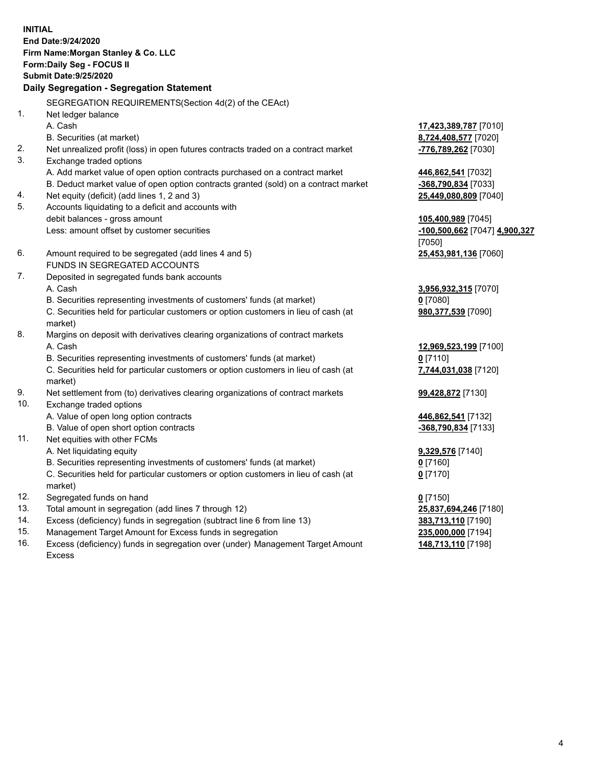**INITIAL**
**End Date:9/24/2020**
**Firm Name:Morgan Stanley & Co. LLC**
**Form:Daily Seg - FOCUS II**
**Submit Date:9/25/2020**

**Daily Segregation - Segregation Statement**

SEGREGATION REQUIREMENTS(Section 4d(2) of the CEAct)

| | | |
|---|---|---|
| 1. | Net ledger balance | |
| | A. Cash | **17,423,389,787** [7010] |
| | B. Securities (at market) | **8,724,408,577** [7020] |
| 2. | Net unrealized profit (loss) in open futures contracts traded on a contract market | **-776,789,262** [7030] |
| 3. | Exchange traded options | |
| | A. Add market value of open option contracts purchased on a contract market | **446,862,541** [7032] |
| | B. Deduct market value of open option contracts granted (sold) on a contract market | **-368,790,834** [7033] |
| 4. | Net equity (deficit) (add lines 1, 2 and 3) | **25,449,080,809** [7040] |
| 5. | Accounts liquidating to a deficit and accounts with debit balances - gross amount | **105,400,989** [7045] |
| | Less: amount offset by customer securities | **-100,500,662** [7047] **4,900,327** [7050] |
| 6. | Amount required to be segregated (add lines 4 and 5) | **25,453,981,136** [7060] |
| | FUNDS IN SEGREGATED ACCOUNTS | |
| 7. | Deposited in segregated funds bank accounts | |
| | A. Cash | **3,956,932,315** [7070] |
| | B. Securities representing investments of customers' funds (at market) | **0** [7080] |
| | C. Securities held for particular customers or option customers in lieu of cash (at market) | **980,377,539** [7090] |
| 8. | Margins on deposit with derivatives clearing organizations of contract markets | |
| | A. Cash | **12,969,523,199** [7100] |
| | B. Securities representing investments of customers' funds (at market) | **0** [7110] |
| | C. Securities held for particular customers or option customers in lieu of cash (at market) | **7,744,031,038** [7120] |
| 9. | Net settlement from (to) derivatives clearing organizations of contract markets | **99,428,872** [7130] |
| 10. | Exchange traded options | |
| | A. Value of open long option contracts | **446,862,541** [7132] |
| | B. Value of open short option contracts | **-368,790,834** [7133] |
| 11. | Net equities with other FCMs | |
| | A. Net liquidating equity | **9,329,576** [7140] |
| | B. Securities representing investments of customers' funds (at market) | **0** [7160] |
| | C. Securities held for particular customers or option customers in lieu of cash (at market) | **0** [7170] |
| 12. | Segregated funds on hand | **0** [7150] |
| 13. | Total amount in segregation (add lines 7 through 12) | **25,837,694,246** [7180] |
| 14. | Excess (deficiency) funds in segregation (subtract line 6 from line 13) | **383,713,110** [7190] |
| 15. | Management Target Amount for Excess funds in segregation | **235,000,000** [7194] |
| 16. | Excess (deficiency) funds in segregation over (under) Management Target Amount Excess | **148,713,110** [7198] |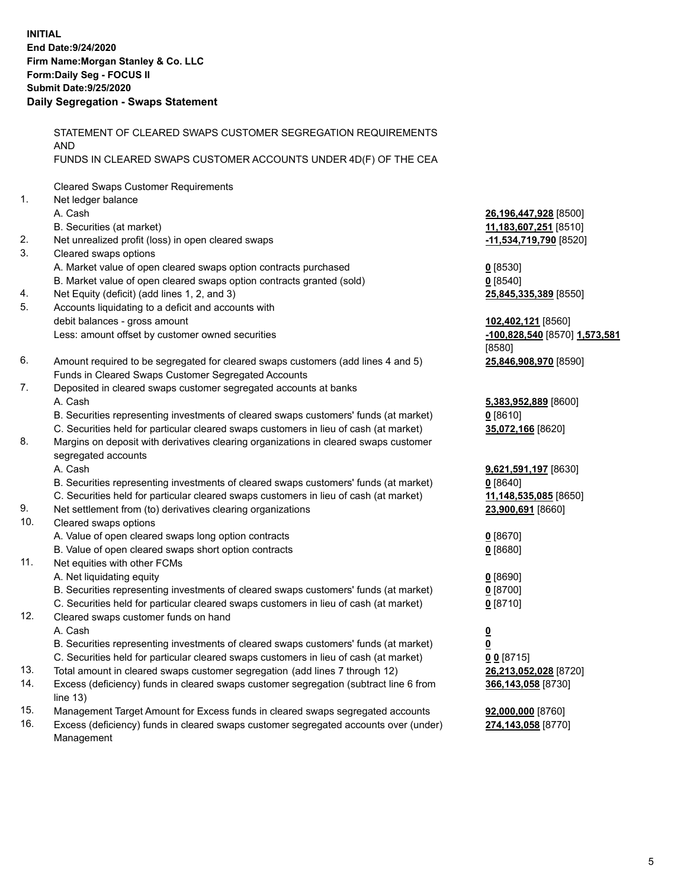**INITIAL**
**End Date:9/24/2020**
**Firm Name:Morgan Stanley & Co. LLC**
**Form:Daily Seg - FOCUS II**
**Submit Date:9/25/2020**
**Daily Segregation - Swaps Statement**

STATEMENT OF CLEARED SWAPS CUSTOMER SEGREGATION REQUIREMENTS AND FUNDS IN CLEARED SWAPS CUSTOMER ACCOUNTS UNDER 4D(F) OF THE CEA

| | | |
|---|---|---|
| | Cleared Swaps Customer Requirements | |
| 1. | Net ledger balance | |
| | A. Cash | **26,196,447,928** [8500] |
| | B. Securities (at market) | **11,183,607,251** [8510] |
| 2. | Net unrealized profit (loss) in open cleared swaps | **-11,534,719,790** [8520] |
| 3. | Cleared swaps options | |
| | A. Market value of open cleared swaps option contracts purchased | **0** [8530] |
| | B. Market value of open cleared swaps option contracts granted (sold) | **0** [8540] |
| 4. | Net Equity (deficit) (add lines 1, 2, and 3) | **25,845,335,389** [8550] |
| 5. | Accounts liquidating to a deficit and accounts with debit balances - gross amount | **102,402,121** [8560] |
| | Less: amount offset by customer owned securities | **-100,828,540** [8570] **1,573,581** [8580] |
| 6. | Amount required to be segregated for cleared swaps customers (add lines 4 and 5) | **25,846,908,970** [8590] |
| | Funds in Cleared Swaps Customer Segregated Accounts | |
| 7. | Deposited in cleared swaps customer segregated accounts at banks | |
| | A. Cash | **5,383,952,889** [8600] |
| | B. Securities representing investments of cleared swaps customers' funds (at market) | **0** [8610] |
| | C. Securities held for particular cleared swaps customers in lieu of cash (at market) | **35,072,166** [8620] |
| 8. | Margins on deposit with derivatives clearing organizations in cleared swaps customer segregated accounts | |
| | A. Cash | **9,621,591,197** [8630] |
| | B. Securities representing investments of cleared swaps customers' funds (at market) | **0** [8640] |
| | C. Securities held for particular cleared swaps customers in lieu of cash (at market) | **11,148,535,085** [8650] |
| 9. | Net settlement from (to) derivatives clearing organizations | **23,900,691** [8660] |
| 10. | Cleared swaps options | |
| | A. Value of open cleared swaps long option contracts | **0** [8670] |
| | B. Value of open cleared swaps short option contracts | **0** [8680] |
| 11. | Net equities with other FCMs | |
| | A. Net liquidating equity | **0** [8690] |
| | B. Securities representing investments of cleared swaps customers' funds (at market) | **0** [8700] |
| | C. Securities held for particular cleared swaps customers in lieu of cash (at market) | **0** [8710] |
| 12. | Cleared swaps customer funds on hand | |
| | A. Cash | **0** |
| | B. Securities representing investments of cleared swaps customers' funds (at market) | **0** |
| | C. Securities held for particular cleared swaps customers in lieu of cash (at market) | **0** **0** [8715] |
| 13. | Total amount in cleared swaps customer segregation (add lines 7 through 12) | **26,213,052,028** [8720] |
| 14. | Excess (deficiency) funds in cleared swaps customer segregation (subtract line 6 from line 13) | **366,143,058** [8730] |
| 15. | Management Target Amount for Excess funds in cleared swaps segregated accounts | **92,000,000** [8760] |
| 16. | Excess (deficiency) funds in cleared swaps customer segregated accounts over (under) Management | **274,143,058** [8770] |